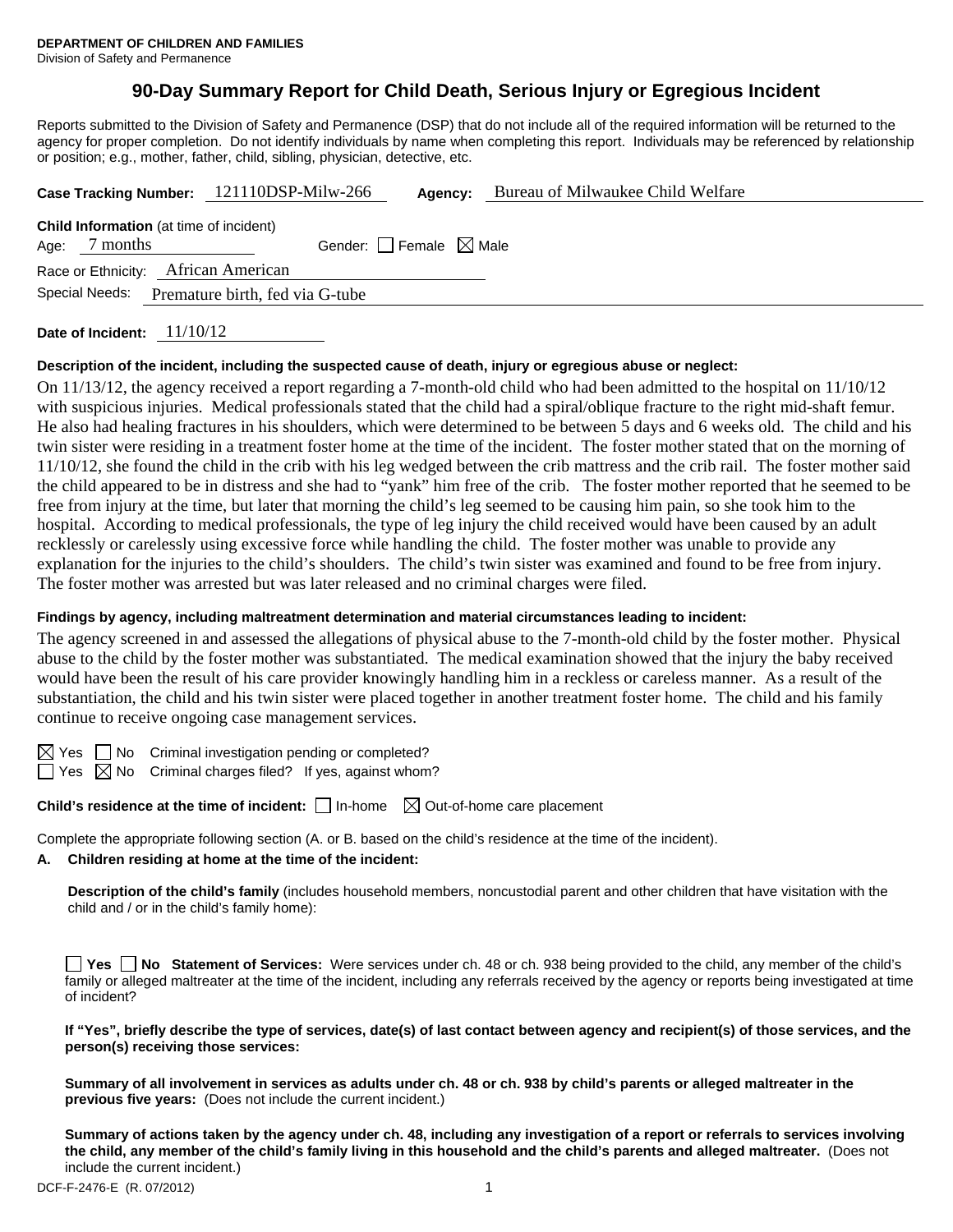**DEPARTMENT OF CHILDREN AND FAMILIES**
Division of Safety and Permanence

# 90-Day Summary Report for Child Death, Serious Injury or Egregious Incident

Reports submitted to the Division of Safety and Permanence (DSP) that do not include all of the required information will be returned to the agency for proper completion. Do not identify individuals by name when completing this report. Individuals may be referenced by relationship or position; e.g., mother, father, child, sibling, physician, detective, etc.

**Case Tracking Number:** 121110DSP-Milw-266 **Agency:** Bureau of Milwaukee Child Welfare

**Child Information** (at time of incident)
Age: 7 months Gender: ☐ Female ☒ Male
Race or Ethnicity: African American
Special Needs: Premature birth, fed via G-tube

**Date of Incident:** 11/10/12

**Description of the incident, including the suspected cause of death, injury or egregious abuse or neglect:**

On 11/13/12, the agency received a report regarding a 7-month-old child who had been admitted to the hospital on 11/10/12 with suspicious injuries. Medical professionals stated that the child had a spiral/oblique fracture to the right mid-shaft femur. He also had healing fractures in his shoulders, which were determined to be between 5 days and 6 weeks old. The child and his twin sister were residing in a treatment foster home at the time of the incident. The foster mother stated that on the morning of 11/10/12, she found the child in the crib with his leg wedged between the crib mattress and the crib rail. The foster mother said the child appeared to be in distress and she had to "yank" him free of the crib. The foster mother reported that he seemed to be free from injury at the time, but later that morning the child's leg seemed to be causing him pain, so she took him to the hospital. According to medical professionals, the type of leg injury the child received would have been caused by an adult recklessly or carelessly using excessive force while handling the child. The foster mother was unable to provide any explanation for the injuries to the child's shoulders. The child's twin sister was examined and found to be free from injury. The foster mother was arrested but was later released and no criminal charges were filed.

**Findings by agency, including maltreatment determination and material circumstances leading to incident:**

The agency screened in and assessed the allegations of physical abuse to the 7-month-old child by the foster mother. Physical abuse to the child by the foster mother was substantiated. The medical examination showed that the injury the baby received would have been the result of his care provider knowingly handling him in a reckless or careless manner. As a result of the substantiation, the child and his twin sister were placed together in another treatment foster home. The child and his family continue to receive ongoing case management services.

☒ Yes ☐ No Criminal investigation pending or completed?
☐ Yes ☒ No Criminal charges filed? If yes, against whom?

**Child's residence at the time of incident:** ☐ In-home ☒ Out-of-home care placement

Complete the appropriate following section (A. or B. based on the child's residence at the time of the incident).

**A. Children residing at home at the time of the incident:**

**Description of the child's family** (includes household members, noncustodial parent and other children that have visitation with the child and / or in the child's family home):

☐ **Yes** ☐ **No Statement of Services:** Were services under ch. 48 or ch. 938 being provided to the child, any member of the child's family or alleged maltreater at the time of the incident, including any referrals received by the agency or reports being investigated at time of incident?

**If "Yes", briefly describe the type of services, date(s) of last contact between agency and recipient(s) of those services, and the person(s) receiving those services:**

**Summary of all involvement in services as adults under ch. 48 or ch. 938 by child's parents or alleged maltreater in the previous five years:** (Does not include the current incident.)

**Summary of actions taken by the agency under ch. 48, including any investigation of a report or referrals to services involving the child, any member of the child's family living in this household and the child's parents and alleged maltreater.** (Does not include the current incident.)

DCF-F-2476-E (R. 07/2012)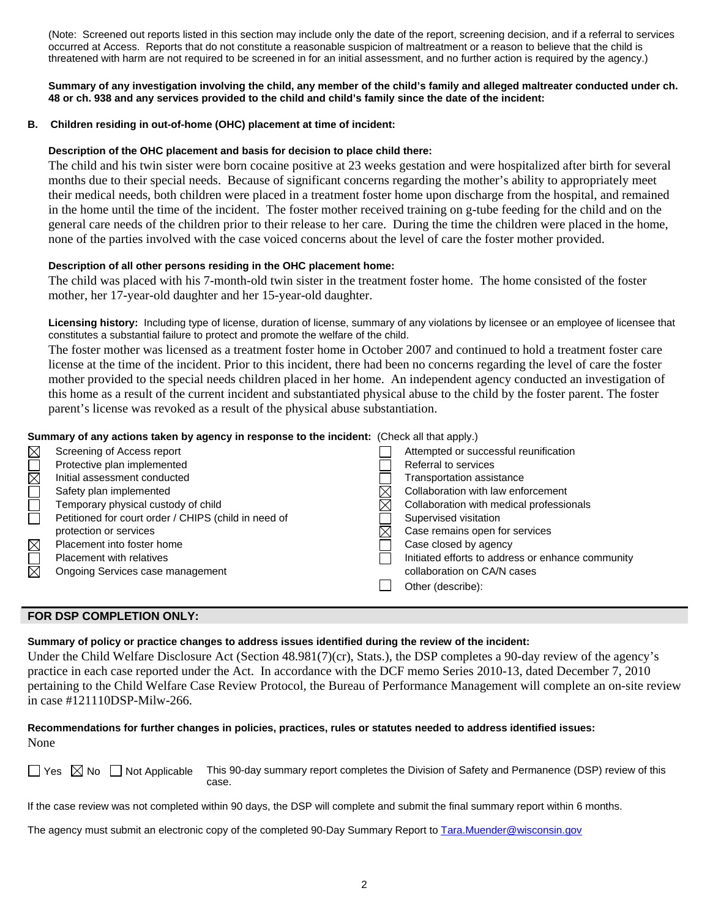(Note: Screened out reports listed in this section may include only the date of the report, screening decision, and if a referral to services occurred at Access. Reports that do not constitute a reasonable suspicion of maltreatment or a reason to believe that the child is threatened with harm are not required to be screened in for an initial assessment, and no further action is required by the agency.)

**Summary of any investigation involving the child, any member of the child's family and alleged maltreater conducted under ch. 48 or ch. 938 and any services provided to the child and child's family since the date of the incident:**

**B. Children residing in out-of-home (OHC) placement at time of incident:**

**Description of the OHC placement and basis for decision to place child there:**

The child and his twin sister were born cocaine positive at 23 weeks gestation and were hospitalized after birth for several months due to their special needs. Because of significant concerns regarding the mother's ability to appropriately meet their medical needs, both children were placed in a treatment foster home upon discharge from the hospital, and remained in the home until the time of the incident. The foster mother received training on g-tube feeding for the child and on the general care needs of the children prior to their release to her care. During the time the children were placed in the home, none of the parties involved with the case voiced concerns about the level of care the foster mother provided.

**Description of all other persons residing in the OHC placement home:**

The child was placed with his 7-month-old twin sister in the treatment foster home. The home consisted of the foster mother, her 17-year-old daughter and her 15-year-old daughter.

**Licensing history:** Including type of license, duration of license, summary of any violations by licensee or an employee of licensee that constitutes a substantial failure to protect and promote the welfare of the child.

The foster mother was licensed as a treatment foster home in October 2007 and continued to hold a treatment foster care license at the time of the incident. Prior to this incident, there had been no concerns regarding the level of care the foster mother provided to the special needs children placed in her home. An independent agency conducted an investigation of this home as a result of the current incident and substantiated physical abuse to the child by the foster parent. The foster parent's license was revoked as a result of the physical abuse substantiation.

**Summary of any actions taken by agency in response to the incident:** (Check all that apply.)

- [x] Screening of Access report
- [ ] Protective plan implemented
- [x] Initial assessment conducted
- [ ] Safety plan implemented
- [ ] Temporary physical custody of child
- [ ] Petitioned for court order / CHIPS (child in need of protection or services
- [x] Placement into foster home
- [ ] Placement with relatives
- [x] Ongoing Services case management
- [ ] Attempted or successful reunification
- [ ] Referral to services
- [ ] Transportation assistance
- [x] Collaboration with law enforcement
- [x] Collaboration with medical professionals
- [ ] Supervised visitation
- [x] Case remains open for services
- [ ] Case closed by agency
- [ ] Initiated efforts to address or enhance community collaboration on CA/N cases
- [ ] Other (describe):

## FOR DSP COMPLETION ONLY:

**Summary of policy or practice changes to address issues identified during the review of the incident:**

Under the Child Welfare Disclosure Act (Section 48.981(7)(cr), Stats.), the DSP completes a 90-day review of the agency's practice in each case reported under the Act. In accordance with the DCF memo Series 2010-13, dated December 7, 2010 pertaining to the Child Welfare Case Review Protocol, the Bureau of Performance Management will complete an on-site review in case #121110DSP-Milw-266.

**Recommendations for further changes in policies, practices, rules or statutes needed to address identified issues:**

None

☐ Yes ☒ No ☐ Not Applicable — This 90-day summary report completes the Division of Safety and Permanence (DSP) review of this case.

If the case review was not completed within 90 days, the DSP will complete and submit the final summary report within 6 months.

The agency must submit an electronic copy of the completed 90-Day Summary Report to Tara.Muender@wisconsin.gov